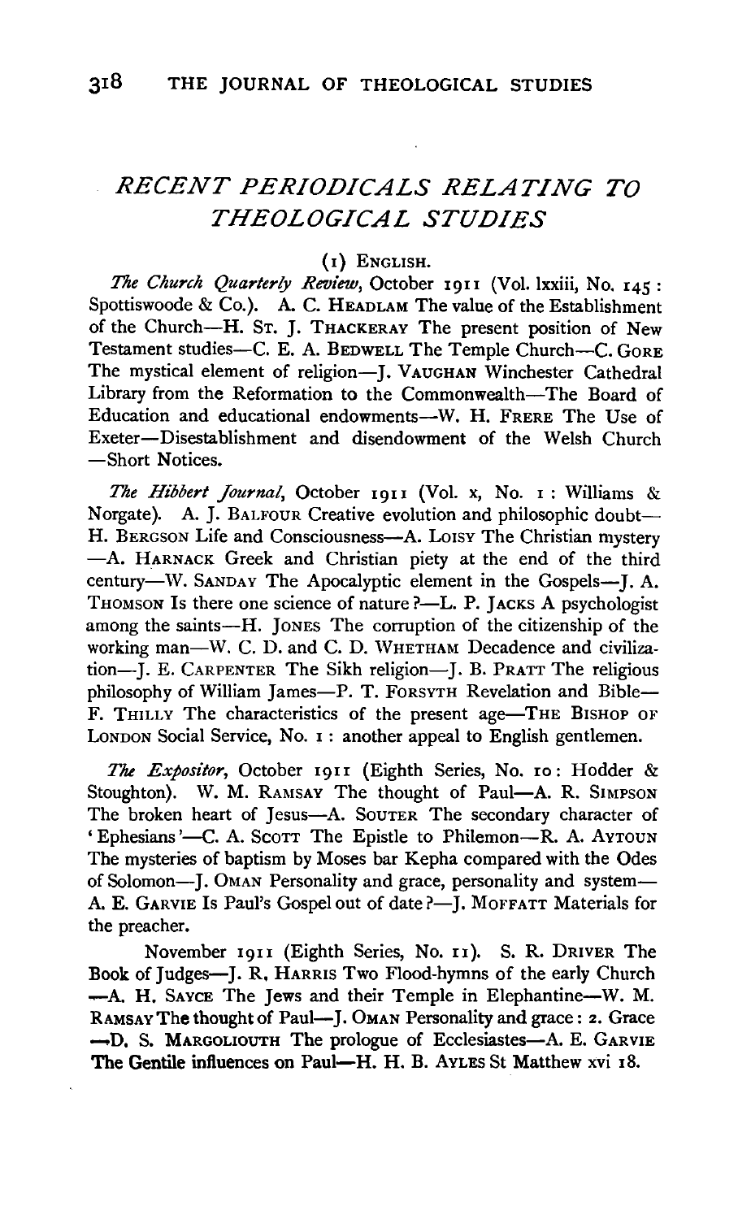# *RECENT PERIODICALS RELATING TO THEOLOGICAL STUDIES*

## (1) English.

*The Church Quarterly Review*, October 1911 (Vol. lxxiii, No. 145: Spottiswoode & Co.). A. C. Headlam The value of the Establishment of the Church—H. St. J. Thackeray The present position of New Testament studies—C. E. A. Bedwell The Temple Church—C. Gore The mystical element of religion—J. Vaughan Winchester Cathedral Library from the Reformation to the Commonwealth—The Board of Education and educational endowments—W. H. Frere The Use of Exeter—Disestablishment and disendowment of the Welsh Church—Short Notices.

*The Hibbert Journal*, October 1911 (Vol. x, No. 1: Williams & Norgate). A. J. Balfour Creative evolution and philosophic doubt—H. Bergson Life and Consciousness—A. Loisy The Christian mystery—A. Harnack Greek and Christian piety at the end of the third century—W. Sanday The Apocalyptic element in the Gospels—J. A. Thomson Is there one science of nature?—L. P. Jacks A psychologist among the saints—H. Jones The corruption of the citizenship of the working man—W. C. D. and C. D. Whetham Decadence and civilization—J. E. Carpenter The Sikh religion—J. B. Pratt The religious philosophy of William James—P. T. Forsyth Revelation and Bible—F. Thilly The characteristics of the present age—The Bishop of London Social Service, No. 1: another appeal to English gentlemen.

*The Expositor*, October 1911 (Eighth Series, No. 10: Hodder & Stoughton). W. M. Ramsay The thought of Paul—A. R. Simpson The broken heart of Jesus—A. Souter The secondary character of 'Ephesians'—C. A. Scott The Epistle to Philemon—R. A. Aytoun The mysteries of baptism by Moses bar Kepha compared with the Odes of Solomon—J. Oman Personality and grace, personality and system—A. E. Garvie Is Paul's Gospel out of date?—J. Moffatt Materials for the preacher.

November 1911 (Eighth Series, No. 11). S. R. Driver The Book of Judges—J. R. Harris Two Flood-hymns of the early Church—A. H. Sayce The Jews and their Temple in Elephantine—W. M. Ramsay The thought of Paul—J. Oman Personality and grace: 2. Grace—D. S. Margoliouth The prologue of Ecclesiastes—A. E. Garvie The Gentile influences on Paul—H. H. B. Ayles St Matthew xvi 18.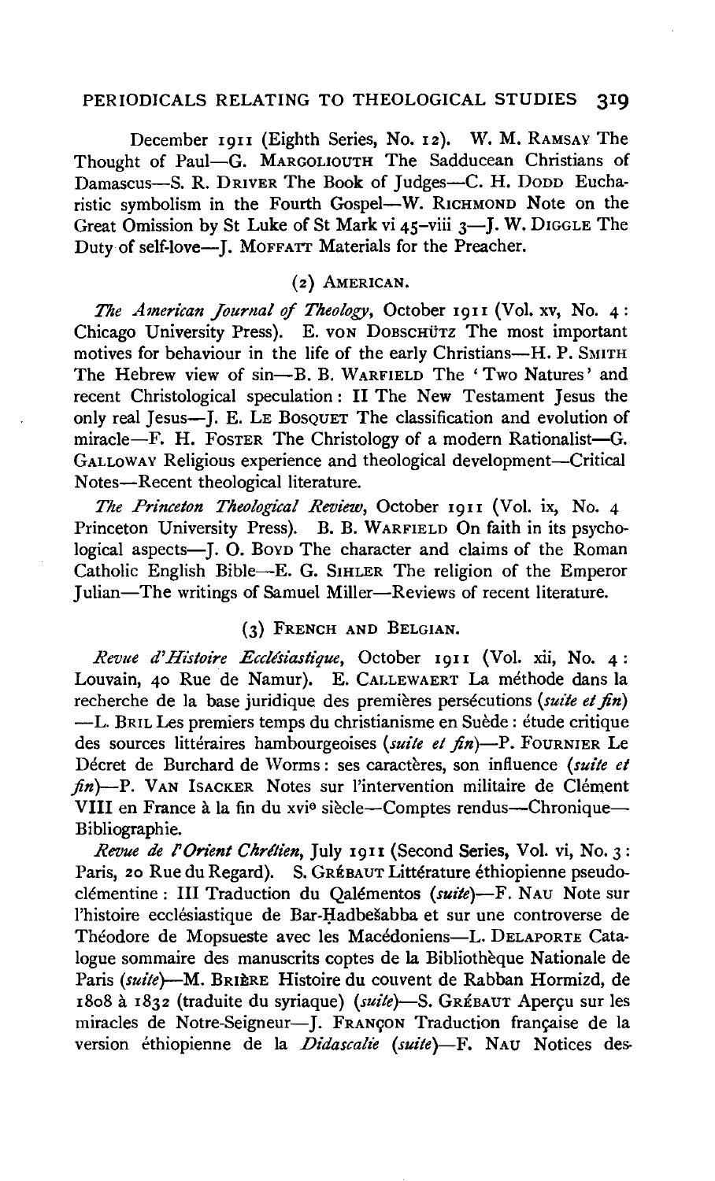December 1911 (Eighth Series, No. 12). W. M. RAMSAY The Thought of Paul—G. MARGOLIOUTH The Sadducean Christians of Damascus—S. R. DRIVER The Book of Judges—C. H. DODD Eucharistic symbolism in the Fourth Gospel—W. RICHMOND Note on the Great Omission by St Luke of St Mark vi 45–viii 3—J. W. DIGGLE The Duty of self-love—J. MOFFATT Materials for the Preacher.

### (2) AMERICAN.

*The American Journal of Theology*, October 1911 (Vol. xv, No. 4: Chicago University Press). E. VON DOBSCHÜTZ The most important motives for behaviour in the life of the early Christians—H. P. SMITH The Hebrew view of sin—B. B. WARFIELD The 'Two Natures' and recent Christological speculation: II The New Testament Jesus the only real Jesus—J. E. LE BOSQUET The classification and evolution of miracle—F. H. FOSTER The Christology of a modern Rationalist—G. GALLOWAY Religious experience and theological development—Critical Notes—Recent theological literature.

*The Princeton Theological Review*, October 1911 (Vol. ix, No. 4 Princeton University Press). B. B. WARFIELD On faith in its psychological aspects—J. O. BOYD The character and claims of the Roman Catholic English Bible—E. G. SIHLER The religion of the Emperor Julian—The writings of Samuel Miller—Reviews of recent literature.

### (3) FRENCH AND BELGIAN.

*Revue d'Histoire Ecclésiastique*, October 1911 (Vol. xii, No. 4: Louvain, 40 Rue de Namur). E. CALLEWAERT La méthode dans la recherche de la base juridique des premières persécutions (*suite et fin*) —L. BRIL Les premiers temps du christianisme en Suède: étude critique des sources littéraires hambourgeoises (*suite et fin*)—P. FOURNIER Le Décret de Burchard de Worms: ses caractères, son influence (*suite et fin*)—P. VAN ISACKER Notes sur l'intervention militaire de Clément VIII en France à la fin du xvi^e siècle—Comptes rendus—Chronique—Bibliographie.

*Revue de l'Orient Chrétien*, July 1911 (Second Series, Vol. vi, No. 3: Paris, 20 Rue du Regard). S. GRÉBAUT Littérature éthiopienne pseudo-clémentine: III Traduction du Qalémentos (*suite*)—F. NAU Note sur l'histoire ecclésiastique de Bar-Ḥadbešabba et sur une controverse de Théodore de Mopsueste avec les Macédoniens—L. DELAPORTE Catalogue sommaire des manuscrits coptes de la Bibliothèque Nationale de Paris (*suite*)—M. BRIÈRE Histoire du couvent de Rabban Hormizd, de 1808 à 1832 (traduite du syriaque) (*suite*)—S. GRÉBAUT Aperçu sur les miracles de Notre-Seigneur—J. FRANÇON Traduction française de la version éthiopienne de la *Didascalie* (*suite*)—F. NAU Notices des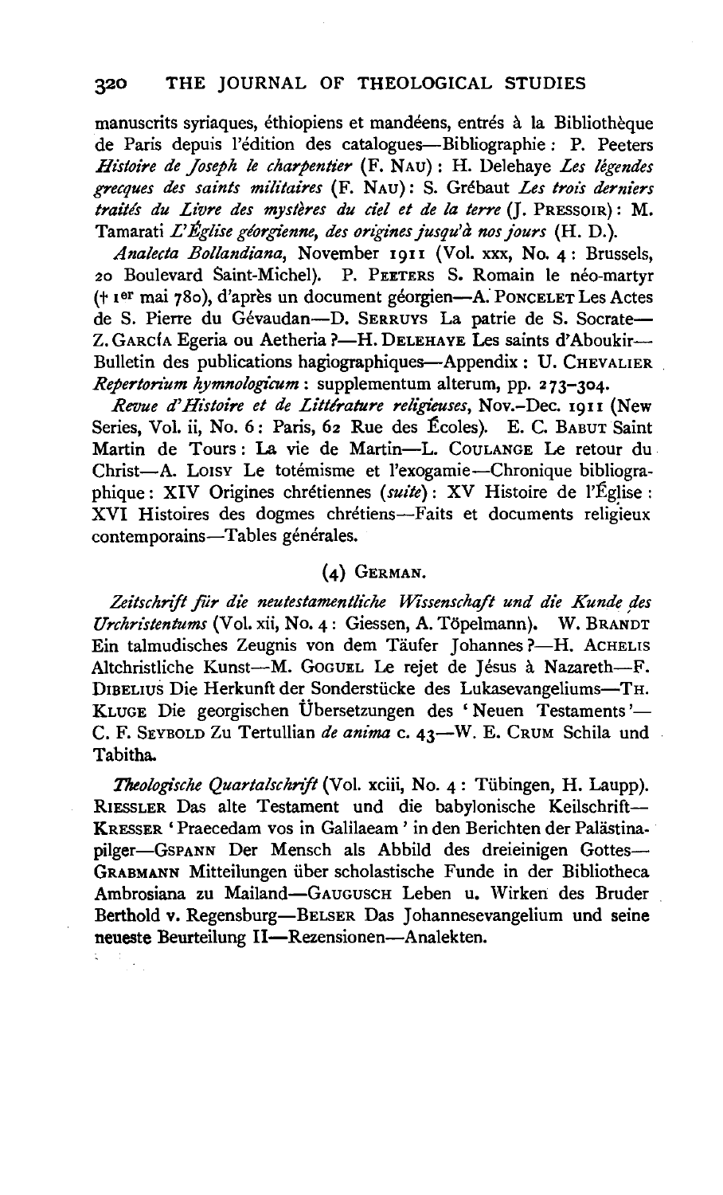manuscrits syriaques, éthiopiens et mandéens, entrés à la Bibliothèque de Paris depuis l'édition des catalogues—Bibliographie : P. Peeters *Histoire de Joseph le charpentier* (F. NAU) : H. Delehaye *Les légendes grecques des saints militaires* (F. NAU) : S. Grébaut *Les trois derniers traités du Livre des mystères du ciel et de la terre* (J. PRESSOIR) : M. Tamarati *L'Église géorgienne, des origines jusqu'à nos jours* (H. D.).

*Analecta Bollandiana*, November 1911 (Vol. xxx, No. 4 : Brussels, 20 Boulevard Saint-Michel). P. PEETERS S. Romain le néo-martyr († 1er mai 780), d'après un document géorgien—A. PONCELET Les Actes de S. Pierre du Gévaudan—D. SERRUYS La patrie de S. Socrate—Z. GARCÍA Egeria ou Aetheria ?—H. DELEHAYE Les saints d'Aboukir—Bulletin des publications hagiographiques—Appendix : U. CHEVALIER *Repertorium hymnologicum* : supplementum alterum, pp. 273–304.

*Revue d'Histoire et de Littérature religieuses*, Nov.–Dec. 1911 (New Series, Vol. ii, No. 6 : Paris, 62 Rue des Écoles). E. C. BABUT Saint Martin de Tours : La vie de Martin—L. COULANGE Le retour du Christ—A. LOISY Le totémisme et l'exogamie—Chronique bibliographique : XIV Origines chrétiennes (*suite*) : XV Histoire de l'Église : XVI Histoires des dogmes chrétiens—Faits et documents religieux contemporains—Tables générales.

## (4) GERMAN.

*Zeitschrift für die neutestamentliche Wissenschaft und die Kunde des Urchristentums* (Vol. xii, No. 4 : Giessen, A. Töpelmann). W. BRANDT Ein talmudisches Zeugnis von dem Täufer Johannes ?—H. ACHELIS Altchristliche Kunst—M. GOGUEL Le rejet de Jésus à Nazareth—F. DIBELIUS Die Herkunft der Sonderstücke des Lukasevangeliums—TH. KLUGE Die georgischen Übersetzungen des 'Neuen Testaments'—C. F. SEYBOLD Zu Tertullian *de anima* c. 43—W. E. CRUM Schila und Tabitha.

*Theologische Quartalschrift* (Vol. xciii, No. 4 : Tübingen, H. Laupp). RIESSLER Das alte Testament und die babylonische Keilschrift—KRESSER 'Praecedam vos in Galilaeam' in den Berichten der Palästinapilger—GSPANN Der Mensch als Abbild des dreieinigen Gottes—GRABMANN Mitteilungen über scholastische Funde in der Bibliotheca Ambrosiana zu Mailand—GAUGUSCH Leben u. Wirken des Bruder Berthold v. Regensburg—BELSER Das Johannesevangelium und seine neueste Beurteilung II—Rezensionen—Analekten.